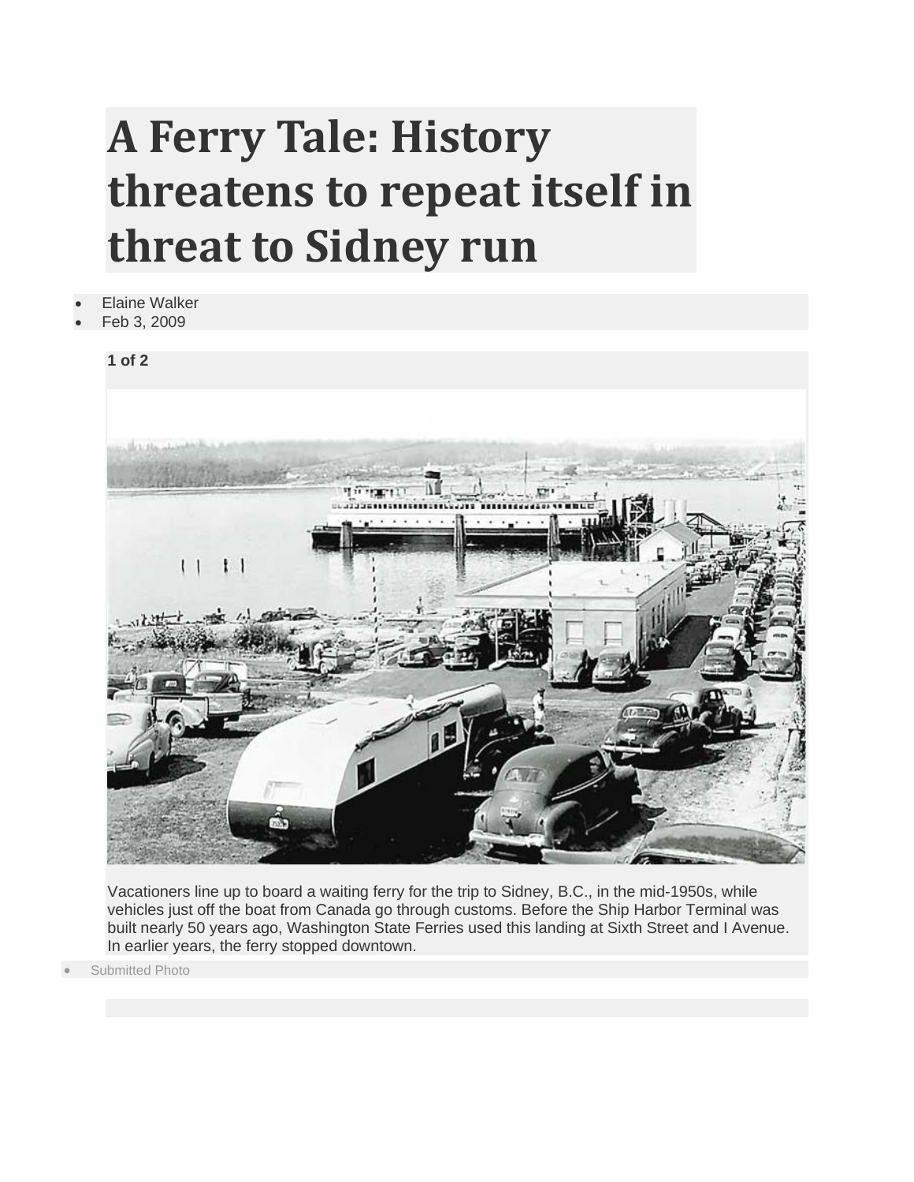# A Ferry Tale: History threatens to repeat itself in threat to Sidney run

- Elaine Walker
- Feb 3, 2009

**1 of 2**

Vacationers line up to board a waiting ferry for the trip to Sidney, B.C., in the mid-1950s, while vehicles just off the boat from Canada go through customs. Before the Ship Harbor Terminal was built nearly 50 years ago, Washington State Ferries used this landing at Sixth Street and I Avenue. In earlier years, the ferry stopped downtown.

- Submitted Photo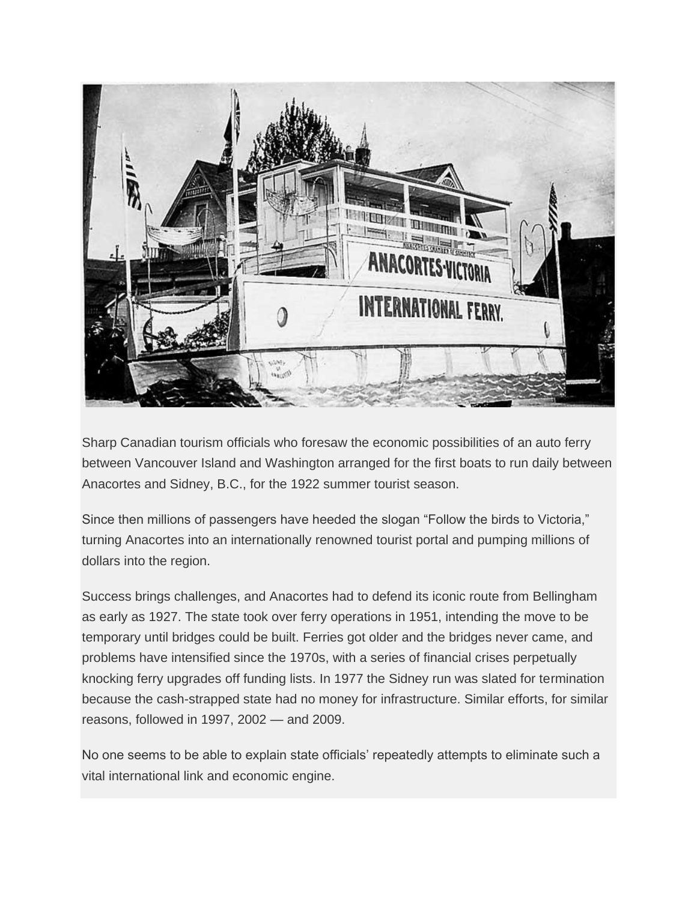Sharp Canadian tourism officials who foresaw the economic possibilities of an auto ferry between Vancouver Island and Washington arranged for the first boats to run daily between Anacortes and Sidney, B.C., for the 1922 summer tourist season.

Since then millions of passengers have heeded the slogan "Follow the birds to Victoria," turning Anacortes into an internationally renowned tourist portal and pumping millions of dollars into the region.

Success brings challenges, and Anacortes had to defend its iconic route from Bellingham as early as 1927. The state took over ferry operations in 1951, intending the move to be temporary until bridges could be built. Ferries got older and the bridges never came, and problems have intensified since the 1970s, with a series of financial crises perpetually knocking ferry upgrades off funding lists. In 1977 the Sidney run was slated for termination because the cash-strapped state had no money for infrastructure. Similar efforts, for similar reasons, followed in 1997, 2002 — and 2009.

No one seems to be able to explain state officials' repeatedly attempts to eliminate such a vital international link and economic engine.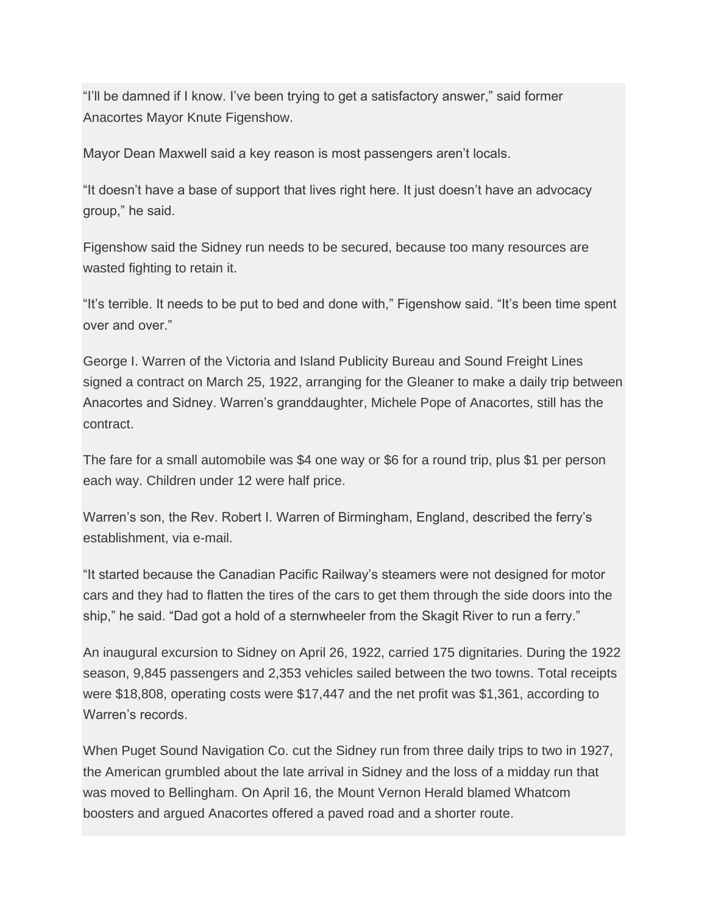“I’ll be damned if I know. I’ve been trying to get a satisfactory answer,” said former Anacortes Mayor Knute Figenshow.

Mayor Dean Maxwell said a key reason is most passengers aren’t locals.

“It doesn’t have a base of support that lives right here. It just doesn’t have an advocacy group,” he said.

Figenshow said the Sidney run needs to be secured, because too many resources are wasted fighting to retain it.

“It’s terrible. It needs to be put to bed and done with,” Figenshow said. “It’s been time spent over and over.”

George I. Warren of the Victoria and Island Publicity Bureau and Sound Freight Lines signed a contract on March 25, 1922, arranging for the Gleaner to make a daily trip between Anacortes and Sidney. Warren’s granddaughter, Michele Pope of Anacortes, still has the contract.

The fare for a small automobile was $4 one way or $6 for a round trip, plus $1 per person each way. Children under 12 were half price.

Warren’s son, the Rev. Robert I. Warren of Birmingham, England, described the ferry’s establishment, via e-mail.

“It started because the Canadian Pacific Railway’s steamers were not designed for motor cars and they had to flatten the tires of the cars to get them through the side doors into the ship,” he said. “Dad got a hold of a sternwheeler from the Skagit River to run a ferry.”

An inaugural excursion to Sidney on April 26, 1922, carried 175 dignitaries. During the 1922 season, 9,845 passengers and 2,353 vehicles sailed between the two towns. Total receipts were $18,808, operating costs were $17,447 and the net profit was $1,361, according to Warren’s records.

When Puget Sound Navigation Co. cut the Sidney run from three daily trips to two in 1927, the American grumbled about the late arrival in Sidney and the loss of a midday run that was moved to Bellingham. On April 16, the Mount Vernon Herald blamed Whatcom boosters and argued Anacortes offered a paved road and a shorter route.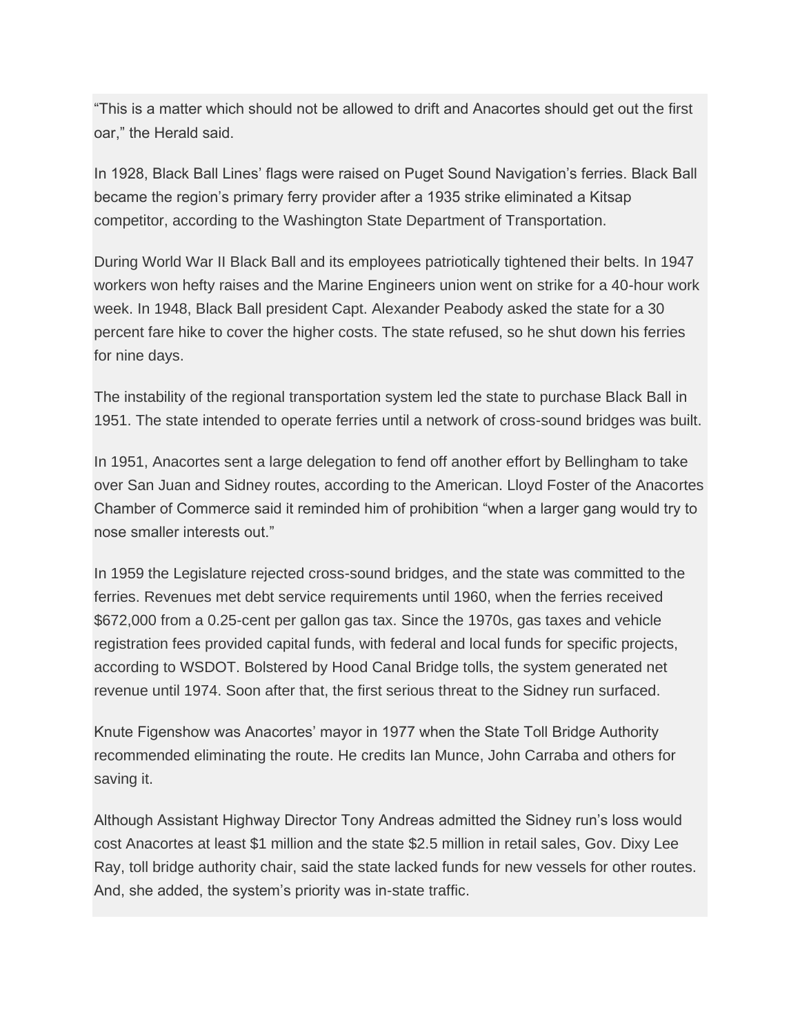“This is a matter which should not be allowed to drift and Anacortes should get out the first oar,” the Herald said.

In 1928, Black Ball Lines’ flags were raised on Puget Sound Navigation’s ferries. Black Ball became the region’s primary ferry provider after a 1935 strike eliminated a Kitsap competitor, according to the Washington State Department of Transportation.

During World War II Black Ball and its employees patriotically tightened their belts. In 1947 workers won hefty raises and the Marine Engineers union went on strike for a 40-hour work week. In 1948, Black Ball president Capt. Alexander Peabody asked the state for a 30 percent fare hike to cover the higher costs. The state refused, so he shut down his ferries for nine days.

The instability of the regional transportation system led the state to purchase Black Ball in 1951. The state intended to operate ferries until a network of cross-sound bridges was built.

In 1951, Anacortes sent a large delegation to fend off another effort by Bellingham to take over San Juan and Sidney routes, according to the American. Lloyd Foster of the Anacortes Chamber of Commerce said it reminded him of prohibition “when a larger gang would try to nose smaller interests out.”

In 1959 the Legislature rejected cross-sound bridges, and the state was committed to the ferries. Revenues met debt service requirements until 1960, when the ferries received $672,000 from a 0.25-cent per gallon gas tax. Since the 1970s, gas taxes and vehicle registration fees provided capital funds, with federal and local funds for specific projects, according to WSDOT. Bolstered by Hood Canal Bridge tolls, the system generated net revenue until 1974. Soon after that, the first serious threat to the Sidney run surfaced.

Knute Figenshow was Anacortes’ mayor in 1977 when the State Toll Bridge Authority recommended eliminating the route. He credits Ian Munce, John Carraba and others for saving it.

Although Assistant Highway Director Tony Andreas admitted the Sidney run’s loss would cost Anacortes at least $1 million and the state $2.5 million in retail sales, Gov. Dixy Lee Ray, toll bridge authority chair, said the state lacked funds for new vessels for other routes. And, she added, the system’s priority was in-state traffic.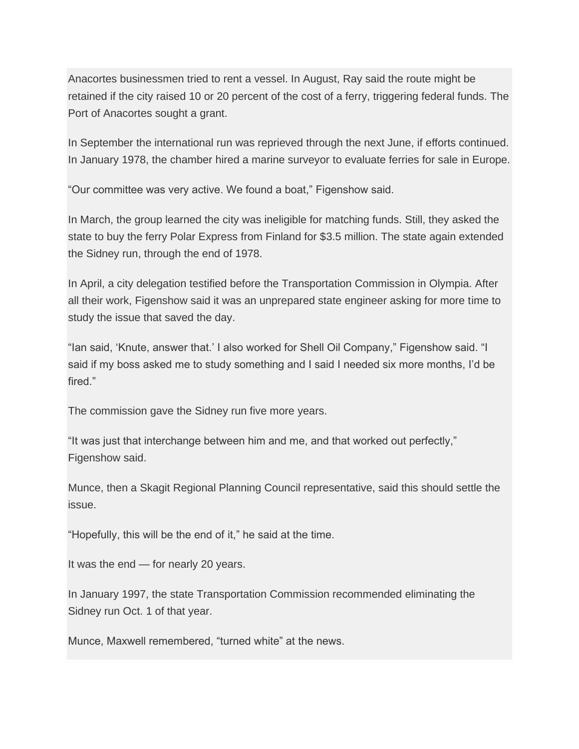Anacortes businessmen tried to rent a vessel. In August, Ray said the route might be retained if the city raised 10 or 20 percent of the cost of a ferry, triggering federal funds. The Port of Anacortes sought a grant.

In September the international run was reprieved through the next June, if efforts continued. In January 1978, the chamber hired a marine surveyor to evaluate ferries for sale in Europe.

“Our committee was very active. We found a boat,” Figenshow said.

In March, the group learned the city was ineligible for matching funds. Still, they asked the state to buy the ferry Polar Express from Finland for $3.5 million. The state again extended the Sidney run, through the end of 1978.

In April, a city delegation testified before the Transportation Commission in Olympia. After all their work, Figenshow said it was an unprepared state engineer asking for more time to study the issue that saved the day.

“Ian said, ‘Knute, answer that.’ I also worked for Shell Oil Company,” Figenshow said. “I said if my boss asked me to study something and I said I needed six more months, I’d be fired.”

The commission gave the Sidney run five more years.

“It was just that interchange between him and me, and that worked out perfectly,” Figenshow said.

Munce, then a Skagit Regional Planning Council representative, said this should settle the issue.

“Hopefully, this will be the end of it,” he said at the time.

It was the end — for nearly 20 years.

In January 1997, the state Transportation Commission recommended eliminating the Sidney run Oct. 1 of that year.

Munce, Maxwell remembered, “turned white” at the news.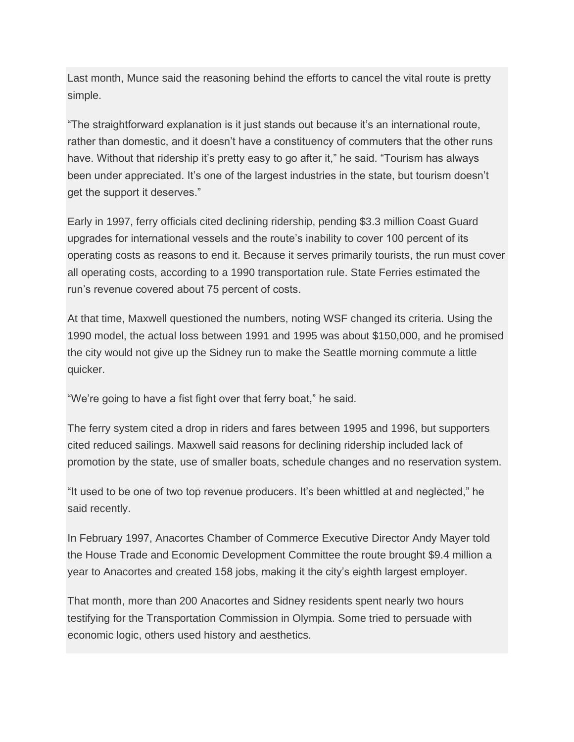Last month, Munce said the reasoning behind the efforts to cancel the vital route is pretty simple.

"The straightforward explanation is it just stands out because it's an international route, rather than domestic, and it doesn't have a constituency of commuters that the other runs have. Without that ridership it's pretty easy to go after it," he said. "Tourism has always been under appreciated. It's one of the largest industries in the state, but tourism doesn't get the support it deserves."

Early in 1997, ferry officials cited declining ridership, pending $3.3 million Coast Guard upgrades for international vessels and the route's inability to cover 100 percent of its operating costs as reasons to end it. Because it serves primarily tourists, the run must cover all operating costs, according to a 1990 transportation rule. State Ferries estimated the run's revenue covered about 75 percent of costs.

At that time, Maxwell questioned the numbers, noting WSF changed its criteria. Using the 1990 model, the actual loss between 1991 and 1995 was about $150,000, and he promised the city would not give up the Sidney run to make the Seattle morning commute a little quicker.

"We're going to have a fist fight over that ferry boat," he said.

The ferry system cited a drop in riders and fares between 1995 and 1996, but supporters cited reduced sailings. Maxwell said reasons for declining ridership included lack of promotion by the state, use of smaller boats, schedule changes and no reservation system.

"It used to be one of two top revenue producers. It's been whittled at and neglected," he said recently.

In February 1997, Anacortes Chamber of Commerce Executive Director Andy Mayer told the House Trade and Economic Development Committee the route brought $9.4 million a year to Anacortes and created 158 jobs, making it the city's eighth largest employer.

That month, more than 200 Anacortes and Sidney residents spent nearly two hours testifying for the Transportation Commission in Olympia. Some tried to persuade with economic logic, others used history and aesthetics.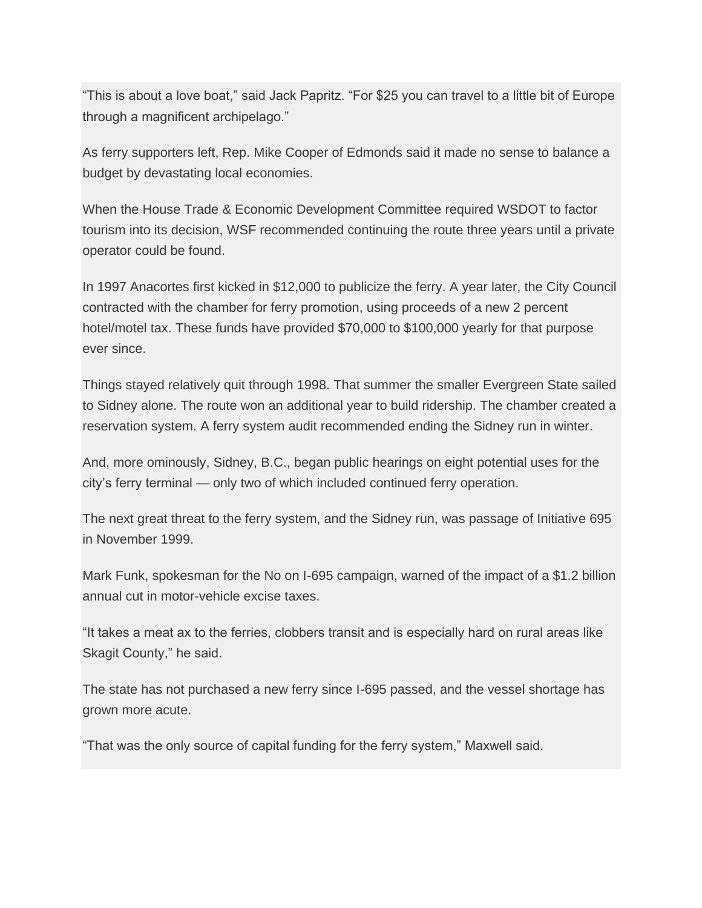“This is about a love boat,” said Jack Papritz. “For $25 you can travel to a little bit of Europe through a magnificent archipelago.”

As ferry supporters left, Rep. Mike Cooper of Edmonds said it made no sense to balance a budget by devastating local economies.

When the House Trade & Economic Development Committee required WSDOT to factor tourism into its decision, WSF recommended continuing the route three years until a private operator could be found.

In 1997 Anacortes first kicked in $12,000 to publicize the ferry. A year later, the City Council contracted with the chamber for ferry promotion, using proceeds of a new 2 percent hotel/motel tax. These funds have provided $70,000 to $100,000 yearly for that purpose ever since.

Things stayed relatively quit through 1998. That summer the smaller Evergreen State sailed to Sidney alone. The route won an additional year to build ridership. The chamber created a reservation system. A ferry system audit recommended ending the Sidney run in winter.

And, more ominously, Sidney, B.C., began public hearings on eight potential uses for the city’s ferry terminal — only two of which included continued ferry operation.

The next great threat to the ferry system, and the Sidney run, was passage of Initiative 695 in November 1999.

Mark Funk, spokesman for the No on I-695 campaign, warned of the impact of a $1.2 billion annual cut in motor-vehicle excise taxes.

“It takes a meat ax to the ferries, clobbers transit and is especially hard on rural areas like Skagit County,” he said.

The state has not purchased a new ferry since I-695 passed, and the vessel shortage has grown more acute.

“That was the only source of capital funding for the ferry system,” Maxwell said.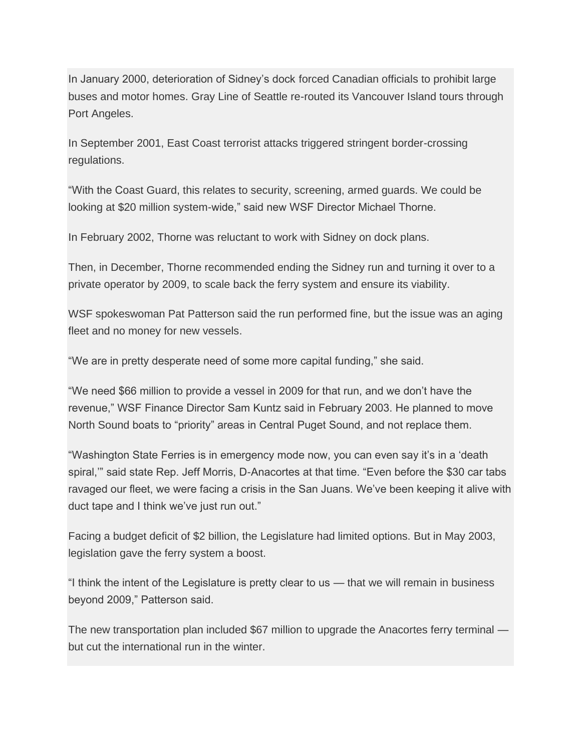In January 2000, deterioration of Sidney's dock forced Canadian officials to prohibit large buses and motor homes. Gray Line of Seattle re-routed its Vancouver Island tours through Port Angeles.

In September 2001, East Coast terrorist attacks triggered stringent border-crossing regulations.

"With the Coast Guard, this relates to security, screening, armed guards. We could be looking at $20 million system-wide," said new WSF Director Michael Thorne.

In February 2002, Thorne was reluctant to work with Sidney on dock plans.

Then, in December, Thorne recommended ending the Sidney run and turning it over to a private operator by 2009, to scale back the ferry system and ensure its viability.

WSF spokeswoman Pat Patterson said the run performed fine, but the issue was an aging fleet and no money for new vessels.

"We are in pretty desperate need of some more capital funding," she said.

"We need $66 million to provide a vessel in 2009 for that run, and we don't have the revenue," WSF Finance Director Sam Kuntz said in February 2003. He planned to move North Sound boats to "priority" areas in Central Puget Sound, and not replace them.

"Washington State Ferries is in emergency mode now, you can even say it's in a 'death spiral,'" said state Rep. Jeff Morris, D-Anacortes at that time. "Even before the $30 car tabs ravaged our fleet, we were facing a crisis in the San Juans. We've been keeping it alive with duct tape and I think we've just run out."

Facing a budget deficit of $2 billion, the Legislature had limited options. But in May 2003, legislation gave the ferry system a boost.

"I think the intent of the Legislature is pretty clear to us — that we will remain in business beyond 2009," Patterson said.

The new transportation plan included $67 million to upgrade the Anacortes ferry terminal — but cut the international run in the winter.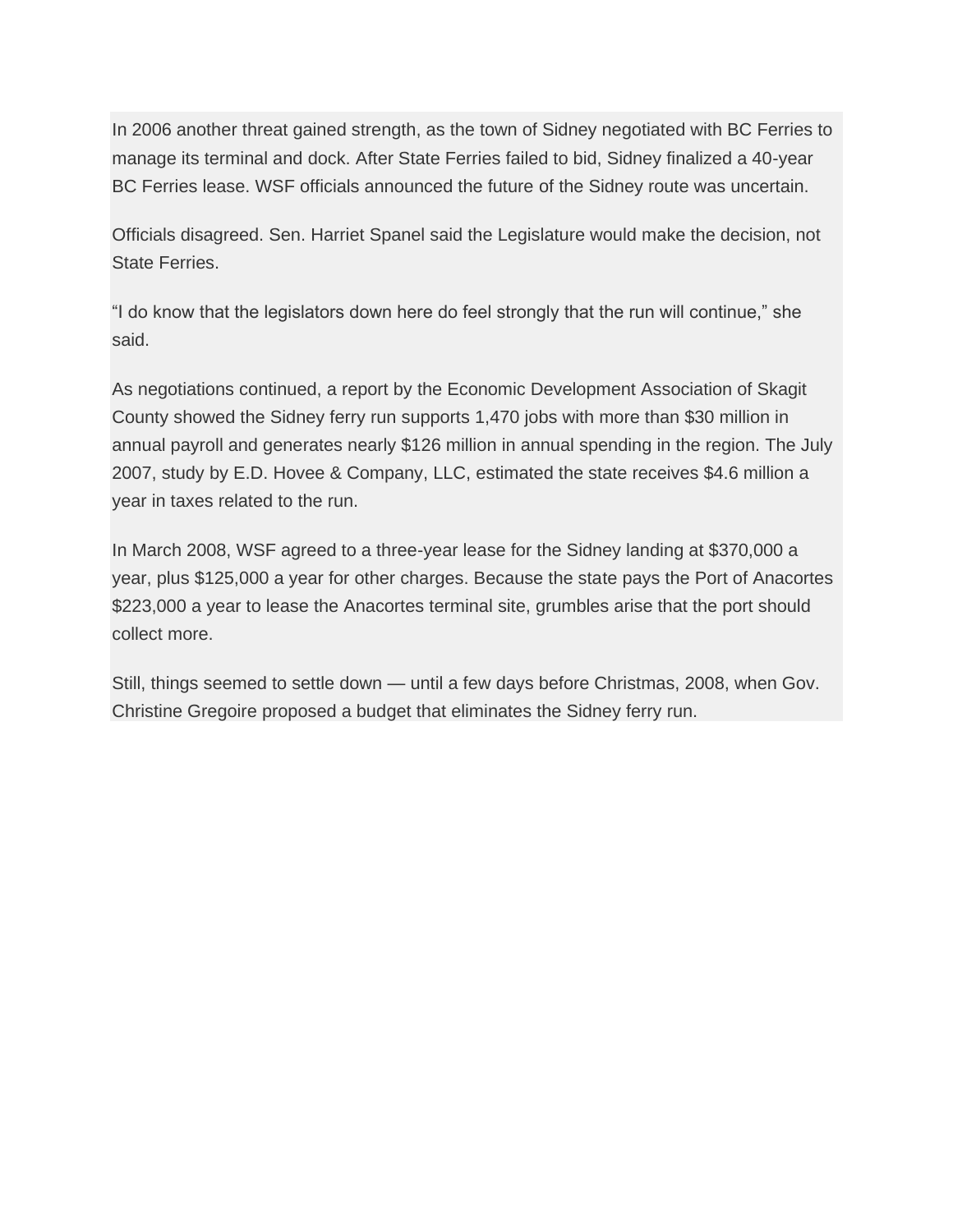In 2006 another threat gained strength, as the town of Sidney negotiated with BC Ferries to manage its terminal and dock. After State Ferries failed to bid, Sidney finalized a 40-year BC Ferries lease. WSF officials announced the future of the Sidney route was uncertain.

Officials disagreed. Sen. Harriet Spanel said the Legislature would make the decision, not State Ferries.

“I do know that the legislators down here do feel strongly that the run will continue,” she said.

As negotiations continued, a report by the Economic Development Association of Skagit County showed the Sidney ferry run supports 1,470 jobs with more than $30 million in annual payroll and generates nearly $126 million in annual spending in the region. The July 2007, study by E.D. Hovee & Company, LLC, estimated the state receives $4.6 million a year in taxes related to the run.

In March 2008, WSF agreed to a three-year lease for the Sidney landing at $370,000 a year, plus $125,000 a year for other charges. Because the state pays the Port of Anacortes $223,000 a year to lease the Anacortes terminal site, grumbles arise that the port should collect more.

Still, things seemed to settle down — until a few days before Christmas, 2008, when Gov. Christine Gregoire proposed a budget that eliminates the Sidney ferry run.